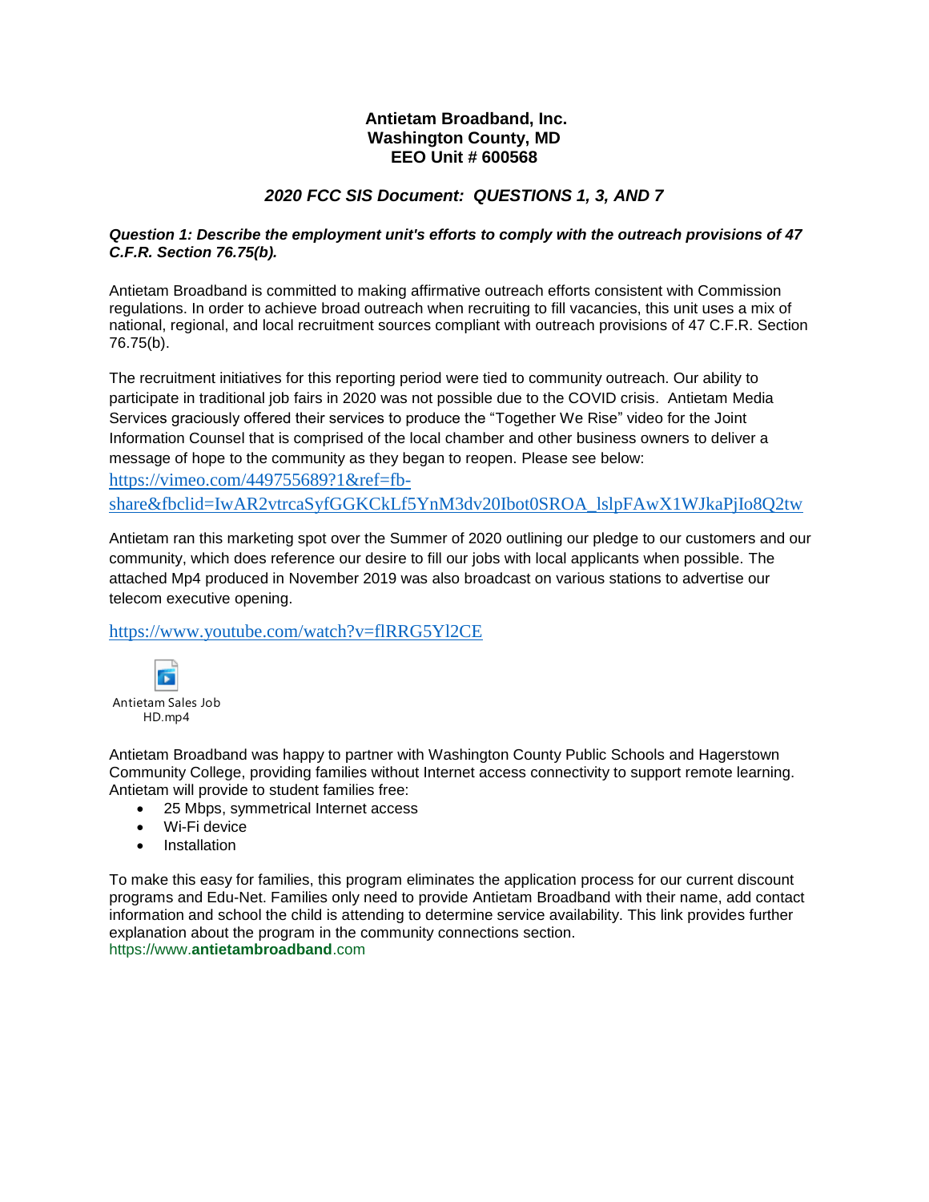**Antietam Broadband, Inc.**
**Washington County, MD**
**EEO Unit # 600568**

***2020 FCC SIS Document: QUESTIONS 1, 3, AND 7***

***Question 1: Describe the employment unit's efforts to comply with the outreach provisions of 47 C.F.R. Section 76.75(b).***

Antietam Broadband is committed to making affirmative outreach efforts consistent with Commission regulations. In order to achieve broad outreach when recruiting to fill vacancies, this unit uses a mix of national, regional, and local recruitment sources compliant with outreach provisions of 47 C.F.R. Section 76.75(b).

The recruitment initiatives for this reporting period were tied to community outreach. Our ability to participate in traditional job fairs in 2020 was not possible due to the COVID crisis. Antietam Media Services graciously offered their services to produce the "Together We Rise" video for the Joint Information Counsel that is comprised of the local chamber and other business owners to deliver a message of hope to the community as they began to reopen. Please see below:
https://vimeo.com/449755689?1&ref=fb-share&fbclid=IwAR2vtrcaSyfGGKCkLf5YnM3dv20Ibot0SROA_lslpFAwX1WJkaPjIo8Q2tw

Antietam ran this marketing spot over the Summer of 2020 outlining our pledge to our customers and our community, which does reference our desire to fill our jobs with local applicants when possible. The attached Mp4 produced in November 2019 was also broadcast on various stations to advertise our telecom executive opening.

https://www.youtube.com/watch?v=flRRG5Yl2CE

Antietam Sales Job HD.mp4

Antietam Broadband was happy to partner with Washington County Public Schools and Hagerstown Community College, providing families without Internet access connectivity to support remote learning. Antietam will provide to student families free:

- 25 Mbps, symmetrical Internet access
- Wi-Fi device
- Installation

To make this easy for families, this program eliminates the application process for our current discount programs and Edu-Net. Families only need to provide Antietam Broadband with their name, add contact information and school the child is attending to determine service availability. This link provides further explanation about the program in the community connections section.
https://www.**antietambroadband**.com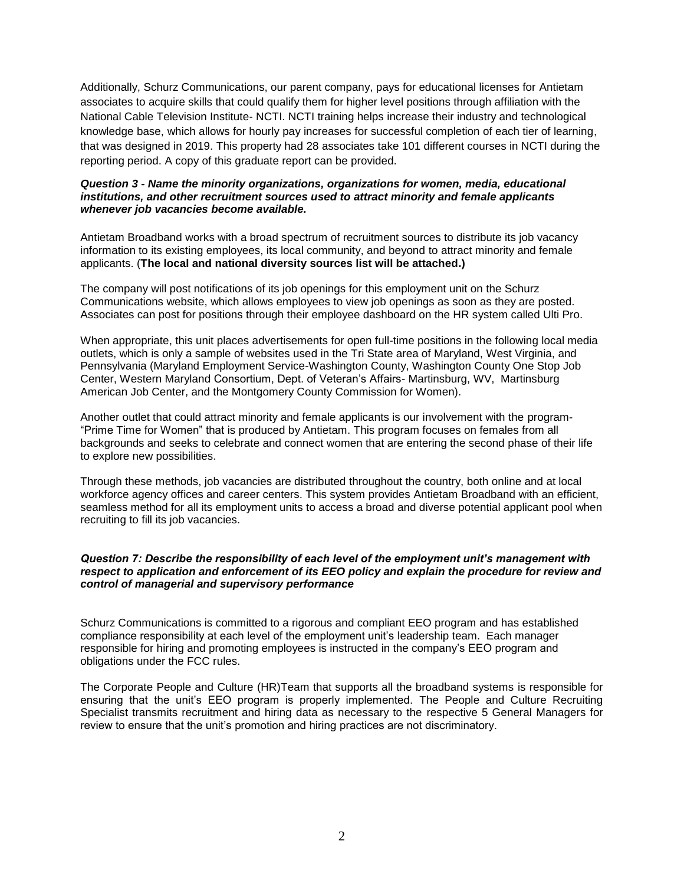Additionally, Schurz Communications, our parent company, pays for educational licenses for Antietam associates to acquire skills that could qualify them for higher level positions through affiliation with the National Cable Television Institute- NCTI. NCTI training helps increase their industry and technological knowledge base, which allows for hourly pay increases for successful completion of each tier of learning, that was designed in 2019. This property had 28 associates take 101 different courses in NCTI during the reporting period. A copy of this graduate report can be provided.

***Question 3 - Name the minority organizations, organizations for women, media, educational institutions, and other recruitment sources used to attract minority and female applicants whenever job vacancies become available.***

Antietam Broadband works with a broad spectrum of recruitment sources to distribute its job vacancy information to its existing employees, its local community, and beyond to attract minority and female applicants. (**The local and national diversity sources list will be attached.)**

The company will post notifications of its job openings for this employment unit on the Schurz Communications website, which allows employees to view job openings as soon as they are posted. Associates can post for positions through their employee dashboard on the HR system called Ulti Pro.

When appropriate, this unit places advertisements for open full-time positions in the following local media outlets, which is only a sample of websites used in the Tri State area of Maryland, West Virginia, and Pennsylvania (Maryland Employment Service-Washington County, Washington County One Stop Job Center, Western Maryland Consortium, Dept. of Veteran's Affairs- Martinsburg, WV, Martinsburg American Job Center, and the Montgomery County Commission for Women).

Another outlet that could attract minority and female applicants is our involvement with the program- "Prime Time for Women" that is produced by Antietam. This program focuses on females from all backgrounds and seeks to celebrate and connect women that are entering the second phase of their life to explore new possibilities.

Through these methods, job vacancies are distributed throughout the country, both online and at local workforce agency offices and career centers. This system provides Antietam Broadband with an efficient, seamless method for all its employment units to access a broad and diverse potential applicant pool when recruiting to fill its job vacancies.

***Question 7: Describe the responsibility of each level of the employment unit's management with respect to application and enforcement of its EEO policy and explain the procedure for review and control of managerial and supervisory performance***

Schurz Communications is committed to a rigorous and compliant EEO program and has established compliance responsibility at each level of the employment unit's leadership team. Each manager responsible for hiring and promoting employees is instructed in the company's EEO program and obligations under the FCC rules.

The Corporate People and Culture (HR)Team that supports all the broadband systems is responsible for ensuring that the unit's EEO program is properly implemented. The People and Culture Recruiting Specialist transmits recruitment and hiring data as necessary to the respective 5 General Managers for review to ensure that the unit's promotion and hiring practices are not discriminatory.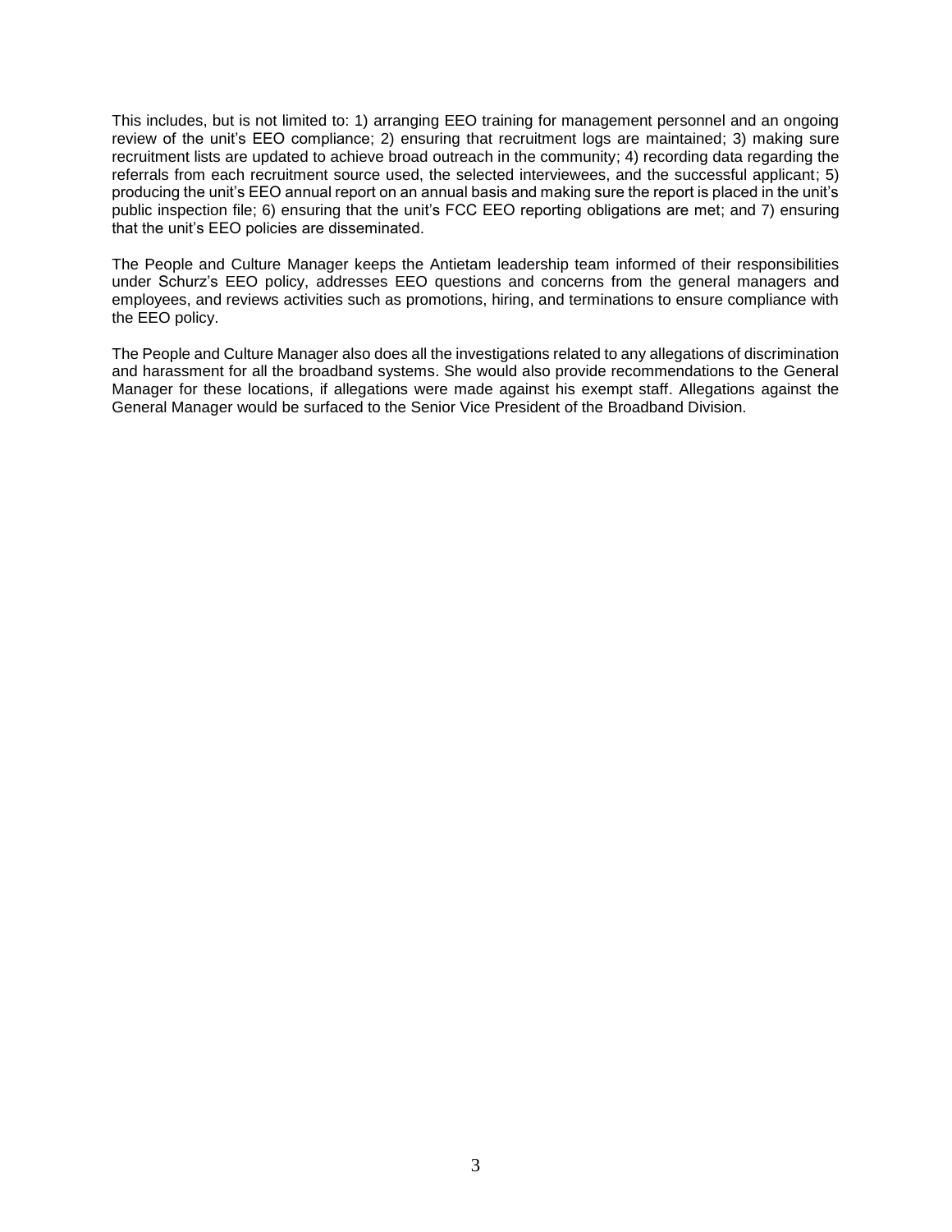This includes, but is not limited to: 1) arranging EEO training for management personnel and an ongoing review of the unit's EEO compliance; 2) ensuring that recruitment logs are maintained; 3) making sure recruitment lists are updated to achieve broad outreach in the community; 4) recording data regarding the referrals from each recruitment source used, the selected interviewees, and the successful applicant; 5) producing the unit's EEO annual report on an annual basis and making sure the report is placed in the unit's public inspection file; 6) ensuring that the unit's FCC EEO reporting obligations are met; and 7) ensuring that the unit's EEO policies are disseminated.

The People and Culture Manager keeps the Antietam leadership team informed of their responsibilities under Schurz's EEO policy, addresses EEO questions and concerns from the general managers and employees, and reviews activities such as promotions, hiring, and terminations to ensure compliance with the EEO policy.

The People and Culture Manager also does all the investigations related to any allegations of discrimination and harassment for all the broadband systems. She would also provide recommendations to the General Manager for these locations, if allegations were made against his exempt staff. Allegations against the General Manager would be surfaced to the Senior Vice President of the Broadband Division.